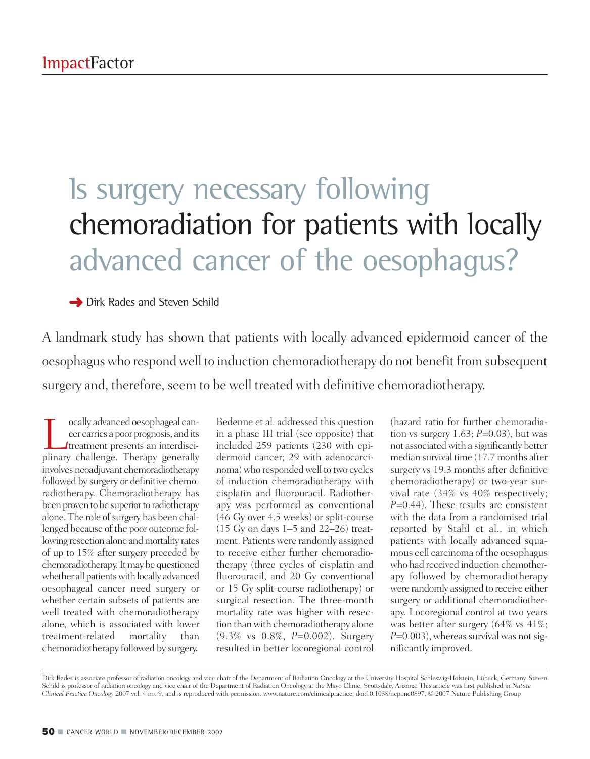ImpactFactor

# Is surgery necessary following chemoradiation for patients with locally advanced cancer of the oesophagus?

➜ Dirk Rades and Steven Schild

A landmark study has shown that patients with locally advanced epidermoid cancer of the oesophagus who respond well to induction chemoradiotherapy do not benefit from subsequent surgery and, therefore, seem to be well treated with definitive chemoradiotherapy.

Locally advanced oesophageal cancer carries a poor prognosis, and its treatment presents an interdisciplinary challenge. Therapy generally involves neoadjuvant chemoradiotherapy followed by surgery or definitive chemoradiotherapy. Chemoradiotherapy has been proven to be superior to radiotherapy alone. The role of surgery has been challenged because of the poor outcome following resection alone and mortality rates of up to 15% after surgery preceded by chemoradiotherapy. It may be questioned whether all patients with locally advanced oesophageal cancer need surgery or whether certain subsets of patients are well treated with chemoradiotherapy alone, which is associated with lower treatment-related mortality than chemoradiotherapy followed by surgery.

Bedenne et al. addressed this question in a phase III trial (see opposite) that included 259 patients (230 with epidermoid cancer; 29 with adenocarcinoma) who responded well to two cycles of induction chemoradiotherapy with cisplatin and fluorouracil. Radiotherapy was performed as conventional (46 Gy over 4.5 weeks) or split-course (15 Gy on days 1–5 and 22–26) treatment. Patients were randomly assigned to receive either further chemoradiotherapy (three cycles of cisplatin and fluorouracil, and 20 Gy conventional or 15 Gy split-course radiotherapy) or surgical resection. The three-month mortality rate was higher with resection than with chemoradiotherapy alone (9.3% vs 0.8%, *P*=0.002). Surgery resulted in better locoregional control (hazard ratio for further chemoradiation vs surgery 1.63; *P*=0.03), but was not associated with a significantly better median survival time (17.7 months after surgery vs 19.3 months after definitive chemoradiotherapy) or two-year survival rate (34% vs 40% respectively; *P*=0.44). These results are consistent with the data from a randomised trial reported by Stahl et al., in which patients with locally advanced squamous cell carcinoma of the oesophagus who had received induction chemotherapy followed by chemoradiotherapy were randomly assigned to receive either surgery or additional chemoradiotherapy. Locoregional control at two years was better after surgery (64% vs 41%; *P*=0.003), whereas survival was not significantly improved.

Dirk Rades is associate professor of radiation oncology and vice chair of the Department of Radiation Oncology at the University Hospital Schleswig-Holstein, Lübeck, Germany. Steven Schild is professor of radiation oncology and vice chair of the Department of Radiation Oncology at the Mayo Clinic, Scottsdale, Arizona. This article was first published in *Nature Clinical Practice Oncology* 2007 vol. 4 no. 9, and is reproduced with permission. www.nature.com/clinicalpractice, doi:10.1038/ncponc0897, © 2007 Nature Publishing Group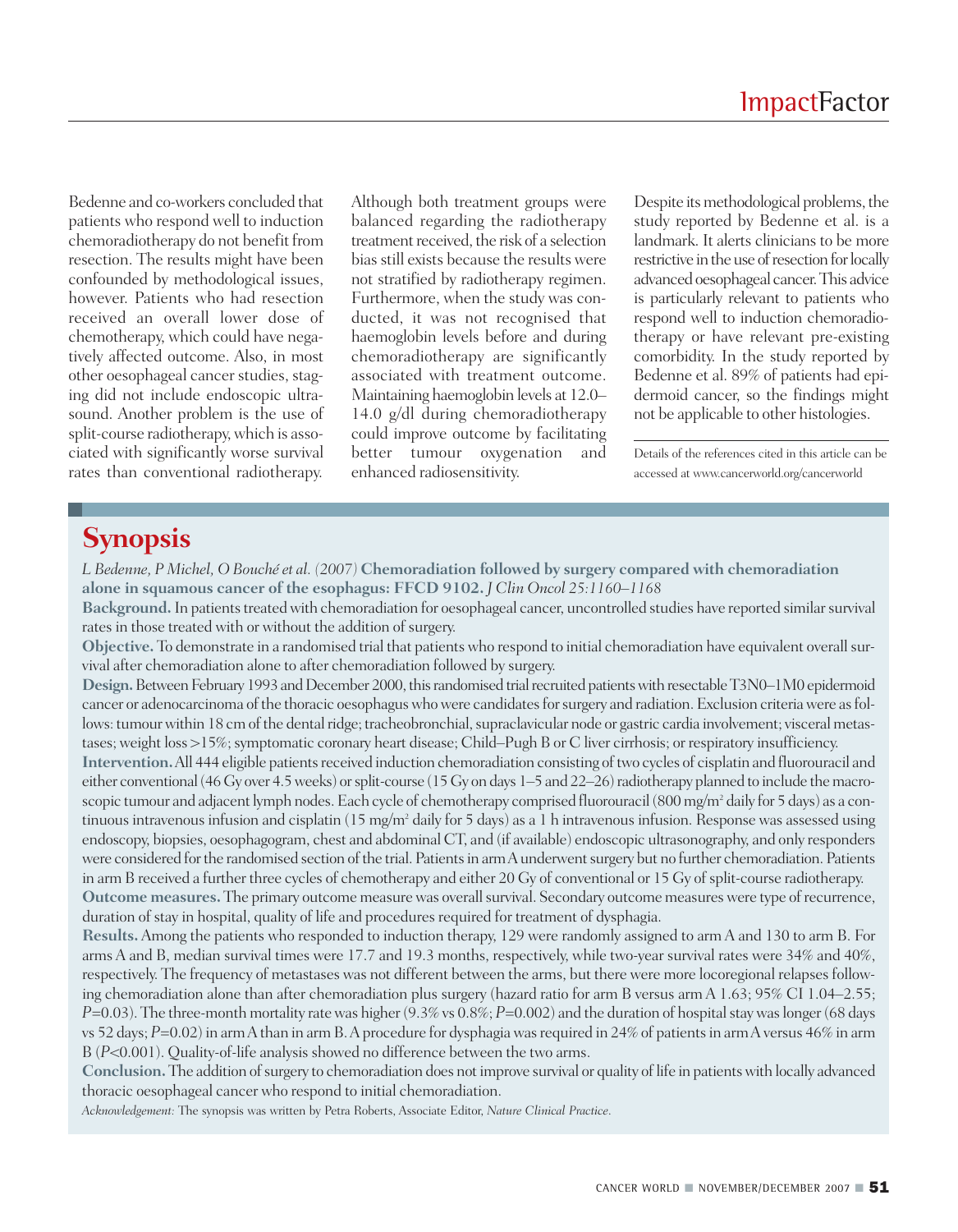Bedenne and co-workers concluded that patients who respond well to induction chemoradiotherapy do not benefit from resection. The results might have been confounded by methodological issues, however. Patients who had resection received an overall lower dose of chemotherapy, which could have negatively affected outcome. Also, in most other oesophageal cancer studies, staging did not include endoscopic ultrasound. Another problem is the use of split-course radiotherapy, which is associated with significantly worse survival rates than conventional radiotherapy.

Although both treatment groups were balanced regarding the radiotherapy treatment received, the risk of a selection bias still exists because the results were not stratified by radiotherapy regimen. Furthermore, when the study was conducted, it was not recognised that haemoglobin levels before and during chemoradiotherapy are significantly associated with treatment outcome. Maintaining haemoglobin levels at 12.0–14.0 g/dl during chemoradiotherapy could improve outcome by facilitating better tumour oxygenation and enhanced radiosensitivity.

Despite its methodological problems, the study reported by Bedenne et al. is a landmark. It alerts clinicians to be more restrictive in the use of resection for locally advanced oesophageal cancer. This advice is particularly relevant to patients who respond well to induction chemoradiotherapy or have relevant pre-existing comorbidity. In the study reported by Bedenne et al. 89% of patients had epidermoid cancer, so the findings might not be applicable to other histologies.

Details of the references cited in this article can be accessed at www.cancerworld.org/cancerworld

## Synopsis

*L Bedenne, P Michel, O Bouché et al.* (2007) **Chemoradiation followed by surgery compared with chemoradiation alone in squamous cancer of the esophagus: FFCD 9102.** *J Clin Oncol 25:1160–1168*

**Background.** In patients treated with chemoradiation for oesophageal cancer, uncontrolled studies have reported similar survival rates in those treated with or without the addition of surgery.

**Objective.** To demonstrate in a randomised trial that patients who respond to initial chemoradiation have equivalent overall survival after chemoradiation alone to after chemoradiation followed by surgery.

**Design.** Between February 1993 and December 2000, this randomised trial recruited patients with resectable T3N0–1M0 epidermoid cancer or adenocarcinoma of the thoracic oesophagus who were candidates for surgery and radiation. Exclusion criteria were as follows: tumour within 18 cm of the dental ridge; tracheobronchial, supraclavicular node or gastric cardia involvement; visceral metastases; weight loss >15%; symptomatic coronary heart disease; Child–Pugh B or C liver cirrhosis; or respiratory insufficiency.

**Intervention.** All 444 eligible patients received induction chemoradiation consisting of two cycles of cisplatin and fluorouracil and either conventional (46 Gy over 4.5 weeks) or split-course (15 Gy on days 1–5 and 22–26) radiotherapy planned to include the macroscopic tumour and adjacent lymph nodes. Each cycle of chemotherapy comprised fluorouracil (800 mg/m$^2$ daily for 5 days) as a continuous intravenous infusion and cisplatin (15 mg/m$^2$ daily for 5 days) as a 1 h intravenous infusion. Response was assessed using endoscopy, biopsies, oesophagogram, chest and abdominal CT, and (if available) endoscopic ultrasonography, and only responders were considered for the randomised section of the trial. Patients in arm A underwent surgery but no further chemoradiation. Patients in arm B received a further three cycles of chemotherapy and either 20 Gy of conventional or 15 Gy of split-course radiotherapy.

**Outcome measures.** The primary outcome measure was overall survival. Secondary outcome measures were type of recurrence, duration of stay in hospital, quality of life and procedures required for treatment of dysphagia.

**Results.** Among the patients who responded to induction therapy, 129 were randomly assigned to arm A and 130 to arm B. For arms A and B, median survival times were 17.7 and 19.3 months, respectively, while two-year survival rates were 34% and 40%, respectively. The frequency of metastases was not different between the arms, but there were more locoregional relapses following chemoradiation alone than after chemoradiation plus surgery (hazard ratio for arm B versus arm A 1.63; 95% CI 1.04–2.55; $P$=0.03). The three-month mortality rate was higher (9.3% vs 0.8%; $P$=0.002) and the duration of hospital stay was longer (68 days vs 52 days; $P$=0.02) in arm A than in arm B. A procedure for dysphagia was required in 24% of patients in arm A versus 46% in arm B ($P$<0.001). Quality-of-life analysis showed no difference between the two arms.

**Conclusion.** The addition of surgery to chemoradiation does not improve survival or quality of life in patients with locally advanced thoracic oesophageal cancer who respond to initial chemoradiation.

*Acknowledgement:* The synopsis was written by Petra Roberts, Associate Editor, *Nature Clinical Practice*.